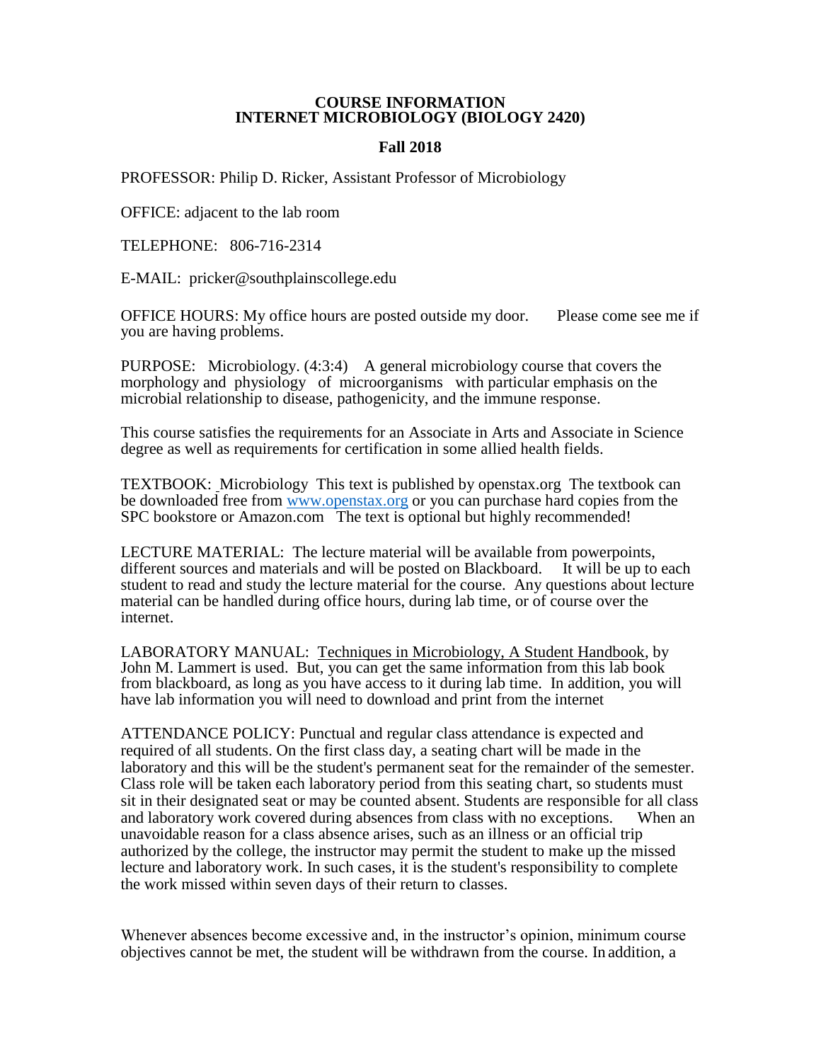# COURSE INFORMATION
# INTERNET MICROBIOLOGY (BIOLOGY 2420)

## Fall 2018

PROFESSOR: Philip D. Ricker, Assistant Professor of Microbiology

OFFICE: adjacent to the lab room

TELEPHONE: 806-716-2314

E-MAIL: pricker@southplainscollege.edu

OFFICE HOURS: My office hours are posted outside my door. Please come see me if you are having problems.

PURPOSE: Microbiology. (4:3:4) A general microbiology course that covers the morphology and physiology of microorganisms with particular emphasis on the microbial relationship to disease, pathogenicity, and the immune response.

This course satisfies the requirements for an Associate in Arts and Associate in Science degree as well as requirements for certification in some allied health fields.

TEXTBOOK: Microbiology This text is published by openstax.org The textbook can be downloaded free from www.openstax.org or you can purchase hard copies from the SPC bookstore or Amazon.com The text is optional but highly recommended!

LECTURE MATERIAL: The lecture material will be available from powerpoints, different sources and materials and will be posted on Blackboard. It will be up to each student to read and study the lecture material for the course. Any questions about lecture material can be handled during office hours, during lab time, or of course over the internet.

LABORATORY MANUAL: Techniques in Microbiology, A Student Handbook, by John M. Lammert is used. But, you can get the same information from this lab book from blackboard, as long as you have access to it during lab time. In addition, you will have lab information you will need to download and print from the internet

ATTENDANCE POLICY: Punctual and regular class attendance is expected and required of all students. On the first class day, a seating chart will be made in the laboratory and this will be the student's permanent seat for the remainder of the semester. Class role will be taken each laboratory period from this seating chart, so students must sit in their designated seat or may be counted absent. Students are responsible for all class and laboratory work covered during absences from class with no exceptions. When an unavoidable reason for a class absence arises, such as an illness or an official trip authorized by the college, the instructor may permit the student to make up the missed lecture and laboratory work. In such cases, it is the student's responsibility to complete the work missed within seven days of their return to classes.

Whenever absences become excessive and, in the instructor's opinion, minimum course objectives cannot be met, the student will be withdrawn from the course. In addition, a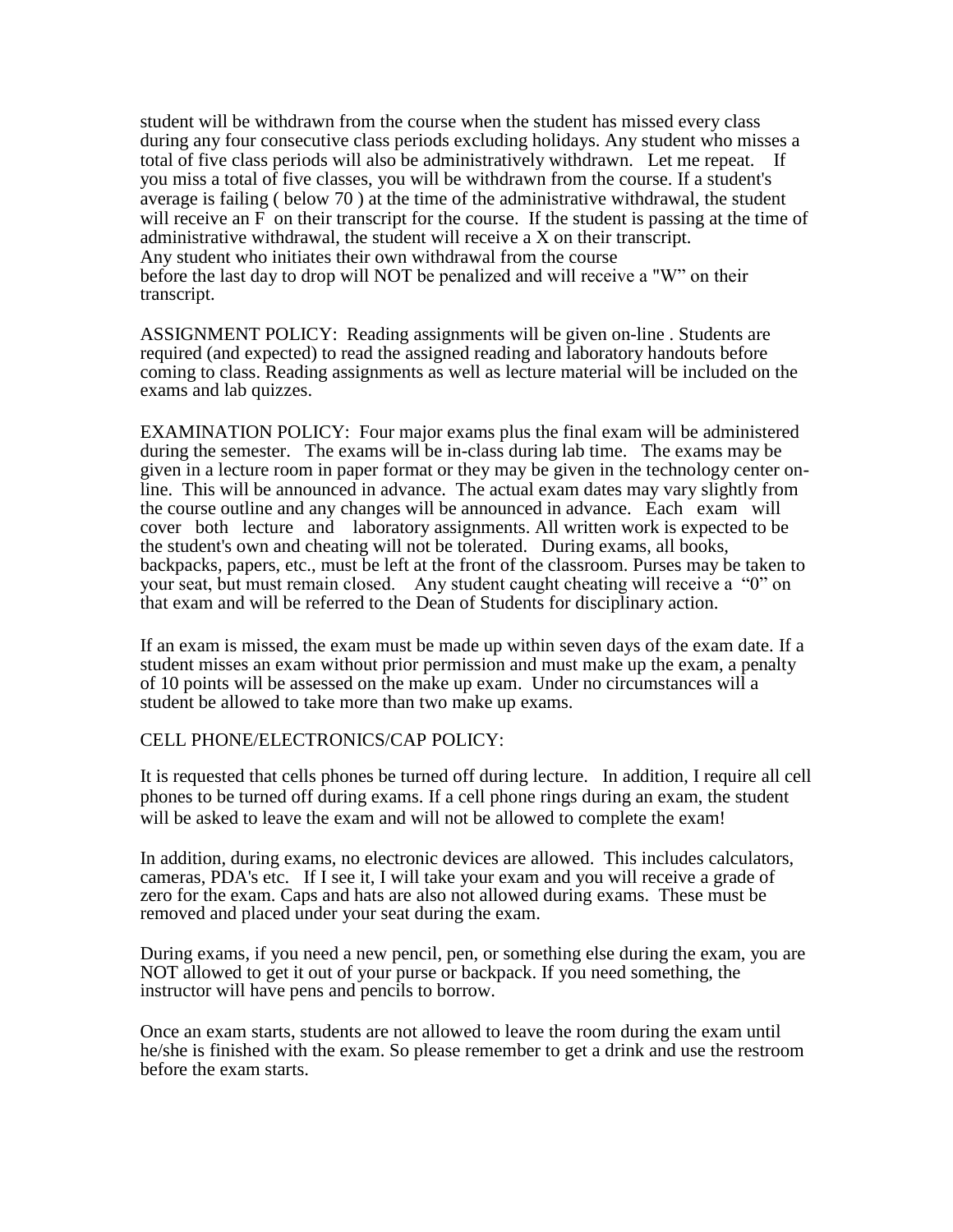student will be withdrawn from the course when the student has missed every class during any four consecutive class periods excluding holidays. Any student who misses a total of five class periods will also be administratively withdrawn. Let me repeat. If you miss a total of five classes, you will be withdrawn from the course. If a student's average is failing ( below 70 ) at the time of the administrative withdrawal, the student will receive an F on their transcript for the course. If the student is passing at the time of administrative withdrawal, the student will receive a X on their transcript. Any student who initiates their own withdrawal from the course before the last day to drop will NOT be penalized and will receive a "W" on their transcript.

ASSIGNMENT POLICY: Reading assignments will be given on-line . Students are required (and expected) to read the assigned reading and laboratory handouts before coming to class. Reading assignments as well as lecture material will be included on the exams and lab quizzes.

EXAMINATION POLICY: Four major exams plus the final exam will be administered during the semester. The exams will be in-class during lab time. The exams may be given in a lecture room in paper format or they may be given in the technology center on-line. This will be announced in advance. The actual exam dates may vary slightly from the course outline and any changes will be announced in advance. Each exam will cover both lecture and laboratory assignments. All written work is expected to be the student's own and cheating will not be tolerated. During exams, all books, backpacks, papers, etc., must be left at the front of the classroom. Purses may be taken to your seat, but must remain closed. Any student caught cheating will receive a "0" on that exam and will be referred to the Dean of Students for disciplinary action.

If an exam is missed, the exam must be made up within seven days of the exam date. If a student misses an exam without prior permission and must make up the exam, a penalty of 10 points will be assessed on the make up exam. Under no circumstances will a student be allowed to take more than two make up exams.

CELL PHONE/ELECTRONICS/CAP POLICY:

It is requested that cells phones be turned off during lecture. In addition, I require all cell phones to be turned off during exams. If a cell phone rings during an exam, the student will be asked to leave the exam and will not be allowed to complete the exam!

In addition, during exams, no electronic devices are allowed. This includes calculators, cameras, PDA's etc. If I see it, I will take your exam and you will receive a grade of zero for the exam. Caps and hats are also not allowed during exams. These must be removed and placed under your seat during the exam.

During exams, if you need a new pencil, pen, or something else during the exam, you are NOT allowed to get it out of your purse or backpack. If you need something, the instructor will have pens and pencils to borrow.

Once an exam starts, students are not allowed to leave the room during the exam until he/she is finished with the exam. So please remember to get a drink and use the restroom before the exam starts.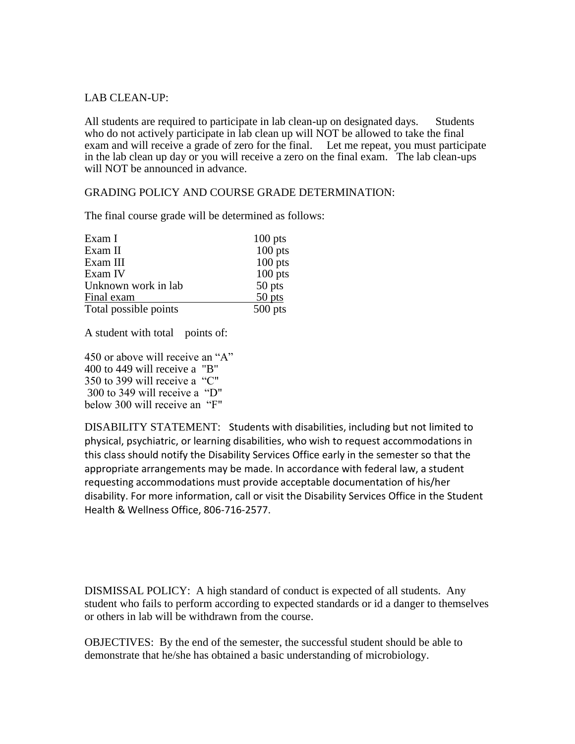LAB CLEAN-UP:

All students are required to participate in lab clean-up on designated days. Students who do not actively participate in lab clean up will NOT be allowed to take the final exam and will receive a grade of zero for the final. Let me repeat, you must participate in the lab clean up day or you will receive a zero on the final exam. The lab clean-ups will NOT be announced in advance.

GRADING POLICY AND COURSE GRADE DETERMINATION:

The final course grade will be determined as follows:

| | |
|---|---|
| Exam I | 100 pts |
| Exam II | 100 pts |
| Exam III | 100 pts |
| Exam IV | 100 pts |
| Unknown work in lab | 50 pts |
| Final exam | 50 pts |
| Total possible points | 500 pts |

A student with total points of:

450 or above will receive an "A"
400 to 449 will receive a "B"
350 to 399 will receive a "C"
300 to 349 will receive a "D"
below 300 will receive an "F"

DISABILITY STATEMENT: Students with disabilities, including but not limited to physical, psychiatric, or learning disabilities, who wish to request accommodations in this class should notify the Disability Services Office early in the semester so that the appropriate arrangements may be made. In accordance with federal law, a student requesting accommodations must provide acceptable documentation of his/her disability. For more information, call or visit the Disability Services Office in the Student Health & Wellness Office, 806-716-2577.

DISMISSAL POLICY: A high standard of conduct is expected of all students. Any student who fails to perform according to expected standards or id a danger to themselves or others in lab will be withdrawn from the course.

OBJECTIVES: By the end of the semester, the successful student should be able to demonstrate that he/she has obtained a basic understanding of microbiology.